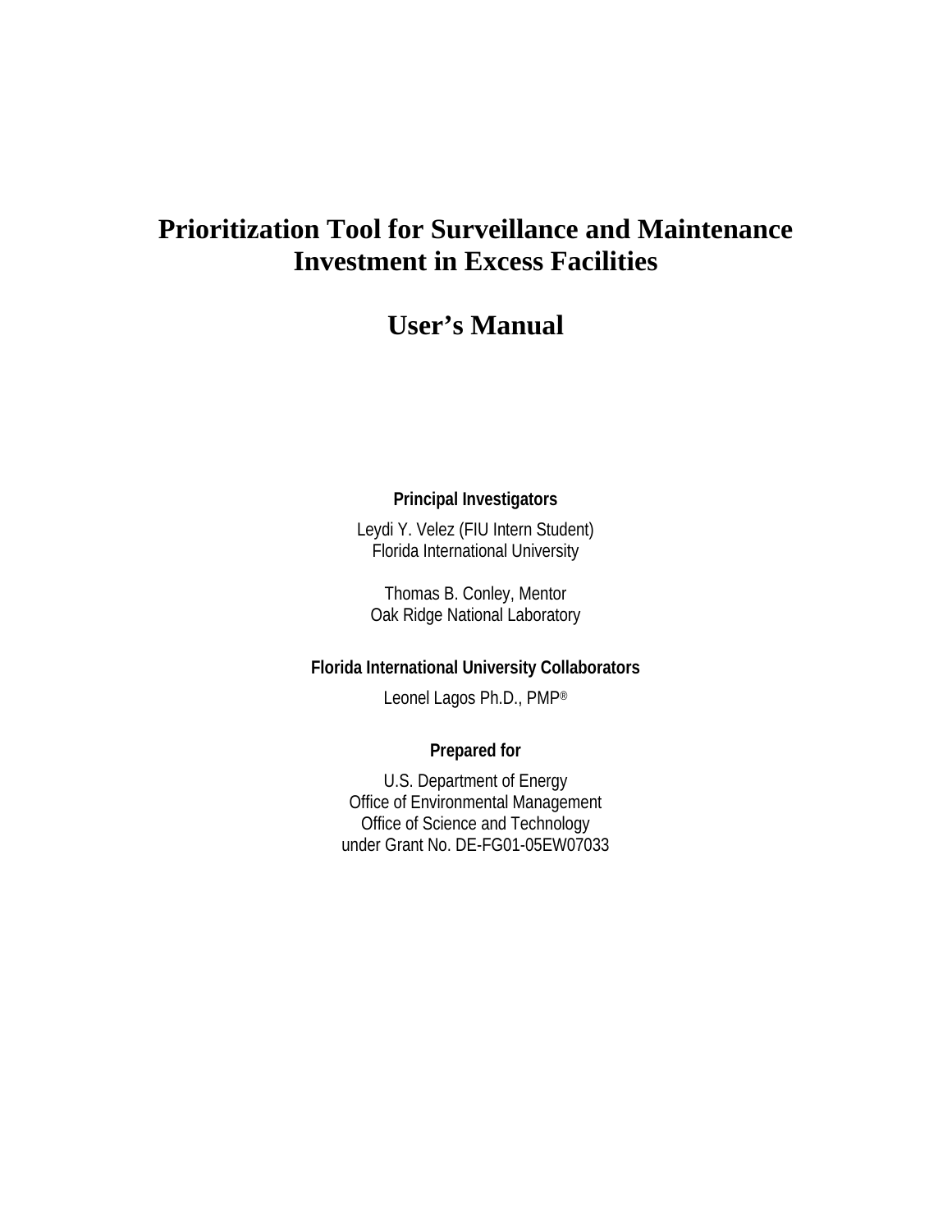# Prioritization Tool for Surveillance and Maintenance Investment in Excess Facilities

# User's Manual

**Principal Investigators**

Leydi Y. Velez (FIU Intern Student)
Florida International University

Thomas B. Conley, Mentor
Oak Ridge National Laboratory

**Florida International University Collaborators**

Leonel Lagos Ph.D., PMP®

**Prepared for**

U.S. Department of Energy
Office of Environmental Management
Office of Science and Technology
under Grant No. DE-FG01-05EW07033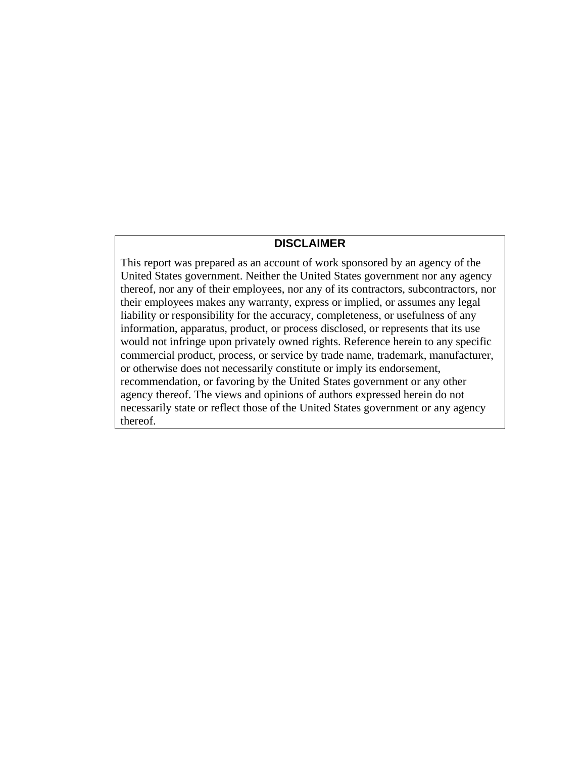## DISCLAIMER

This report was prepared as an account of work sponsored by an agency of the United States government. Neither the United States government nor any agency thereof, nor any of their employees, nor any of its contractors, subcontractors, nor their employees makes any warranty, express or implied, or assumes any legal liability or responsibility for the accuracy, completeness, or usefulness of any information, apparatus, product, or process disclosed, or represents that its use would not infringe upon privately owned rights. Reference herein to any specific commercial product, process, or service by trade name, trademark, manufacturer, or otherwise does not necessarily constitute or imply its endorsement, recommendation, or favoring by the United States government or any other agency thereof. The views and opinions of authors expressed herein do not necessarily state or reflect those of the United States government or any agency thereof.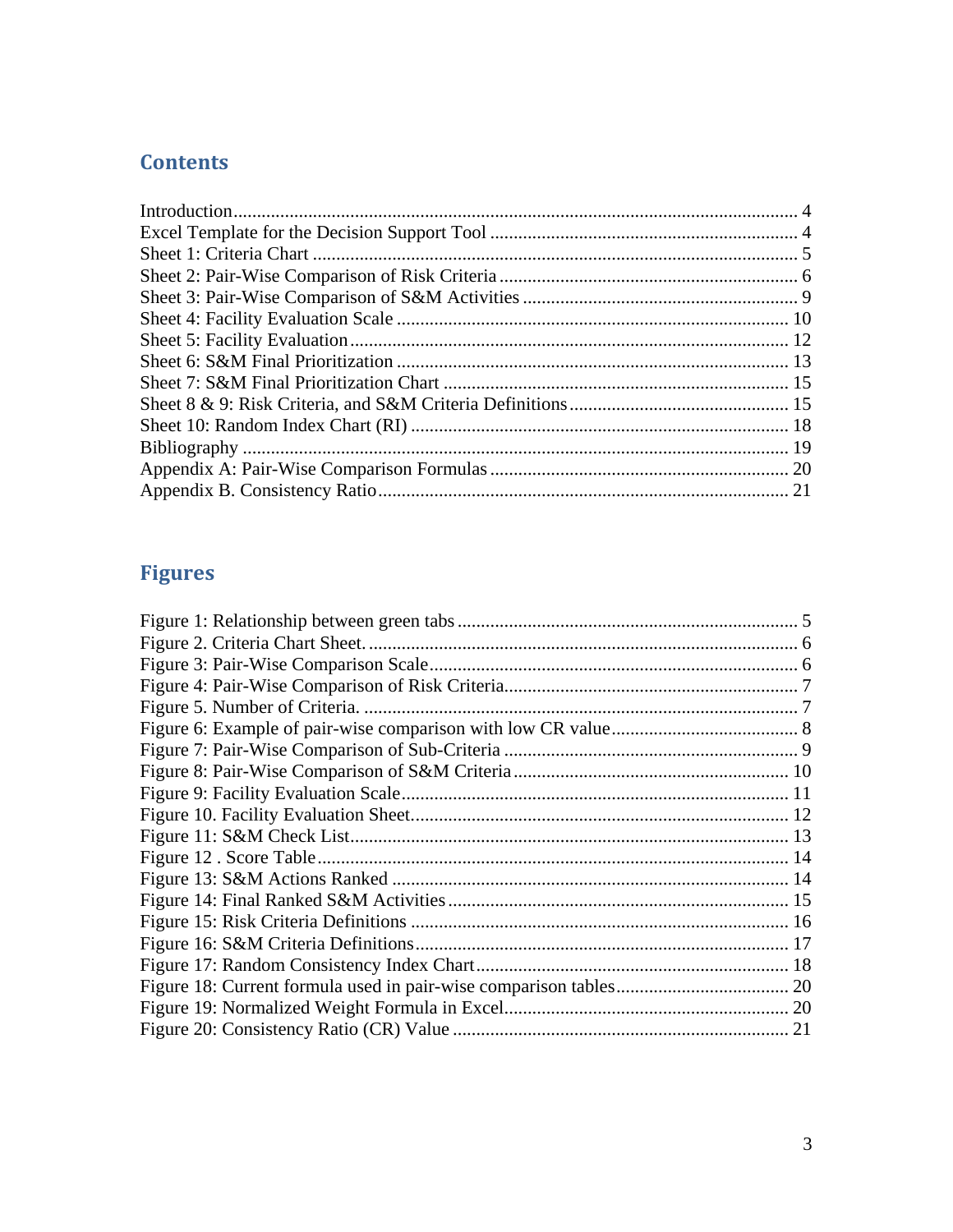## Contents

Introduction........................................................................................................................ 4
Excel Template for the Decision Support Tool ................................................................. 4
Sheet 1: Criteria Chart ....................................................................................................... 5
Sheet 2: Pair-Wise Comparison of Risk Criteria ................................................................ 6
Sheet 3: Pair-Wise Comparison of S&M Activities ........................................................... 9
Sheet 4: Facility Evaluation Scale .................................................................................... 10
Sheet 5: Facility Evaluation ............................................................................................. 12
Sheet 6: S&M Final Prioritization .................................................................................... 13
Sheet 7: S&M Final Prioritization Chart .......................................................................... 15
Sheet 8 & 9: Risk Criteria, and S&M Criteria Definitions ............................................... 15
Sheet 10: Random Index Chart (RI) ................................................................................. 18
Bibliography .................................................................................................................... 19
Appendix A: Pair-Wise Comparison Formulas ................................................................ 20
Appendix B. Consistency Ratio ........................................................................................ 21

## Figures

Figure 1: Relationship between green tabs ........................................................................ 5
Figure 2. Criteria Chart Sheet. ........................................................................................... 6
Figure 3: Pair-Wise Comparison Scale .............................................................................. 6
Figure 4: Pair-Wise Comparison of Risk Criteria ............................................................... 7
Figure 5. Number of Criteria. ............................................................................................. 7
Figure 6: Example of pair-wise comparison with low CR value ........................................ 8
Figure 7: Pair-Wise Comparison of Sub-Criteria ............................................................... 9
Figure 8: Pair-Wise Comparison of S&M Criteria ........................................................... 10
Figure 9: Facility Evaluation Scale .................................................................................. 11
Figure 10. Facility Evaluation Sheet ................................................................................. 12
Figure 11: S&M Check List .............................................................................................. 13
Figure 12 . Score Table ..................................................................................................... 14
Figure 13: S&M Actions Ranked ..................................................................................... 14
Figure 14: Final Ranked S&M Activities ......................................................................... 15
Figure 15: Risk Criteria Definitions ................................................................................. 16
Figure 16: S&M Criteria Definitions ................................................................................ 17
Figure 17: Random Consistency Index Chart ................................................................... 18
Figure 18: Current formula used in pair-wise comparison tables ..................................... 20
Figure 19: Normalized Weight Formula in Excel ............................................................. 20
Figure 20: Consistency Ratio (CR) Value ........................................................................ 21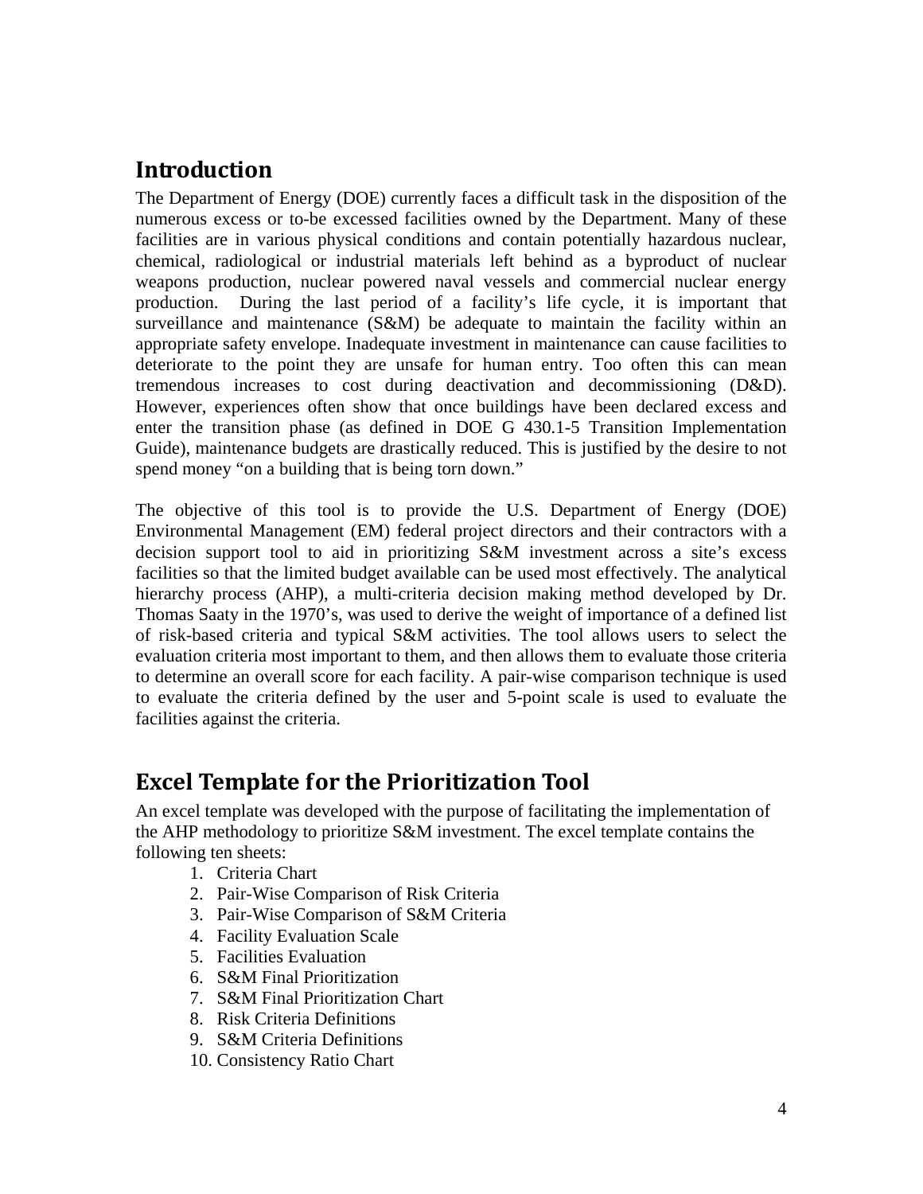## Introduction

The Department of Energy (DOE) currently faces a difficult task in the disposition of the numerous excess or to-be excessed facilities owned by the Department. Many of these facilities are in various physical conditions and contain potentially hazardous nuclear, chemical, radiological or industrial materials left behind as a byproduct of nuclear weapons production, nuclear powered naval vessels and commercial nuclear energy production. During the last period of a facility's life cycle, it is important that surveillance and maintenance (S&M) be adequate to maintain the facility within an appropriate safety envelope. Inadequate investment in maintenance can cause facilities to deteriorate to the point they are unsafe for human entry. Too often this can mean tremendous increases to cost during deactivation and decommissioning (D&D). However, experiences often show that once buildings have been declared excess and enter the transition phase (as defined in DOE G 430.1-5 Transition Implementation Guide), maintenance budgets are drastically reduced. This is justified by the desire to not spend money "on a building that is being torn down."

The objective of this tool is to provide the U.S. Department of Energy (DOE) Environmental Management (EM) federal project directors and their contractors with a decision support tool to aid in prioritizing S&M investment across a site's excess facilities so that the limited budget available can be used most effectively. The analytical hierarchy process (AHP), a multi-criteria decision making method developed by Dr. Thomas Saaty in the 1970's, was used to derive the weight of importance of a defined list of risk-based criteria and typical S&M activities. The tool allows users to select the evaluation criteria most important to them, and then allows them to evaluate those criteria to determine an overall score for each facility. A pair-wise comparison technique is used to evaluate the criteria defined by the user and 5-point scale is used to evaluate the facilities against the criteria.

## Excel Template for the Prioritization Tool

An excel template was developed with the purpose of facilitating the implementation of the AHP methodology to prioritize S&M investment. The excel template contains the following ten sheets:

1. Criteria Chart
2. Pair-Wise Comparison of Risk Criteria
3. Pair-Wise Comparison of S&M Criteria
4. Facility Evaluation Scale
5. Facilities Evaluation
6. S&M Final Prioritization
7. S&M Final Prioritization Chart
8. Risk Criteria Definitions
9. S&M Criteria Definitions
10. Consistency Ratio Chart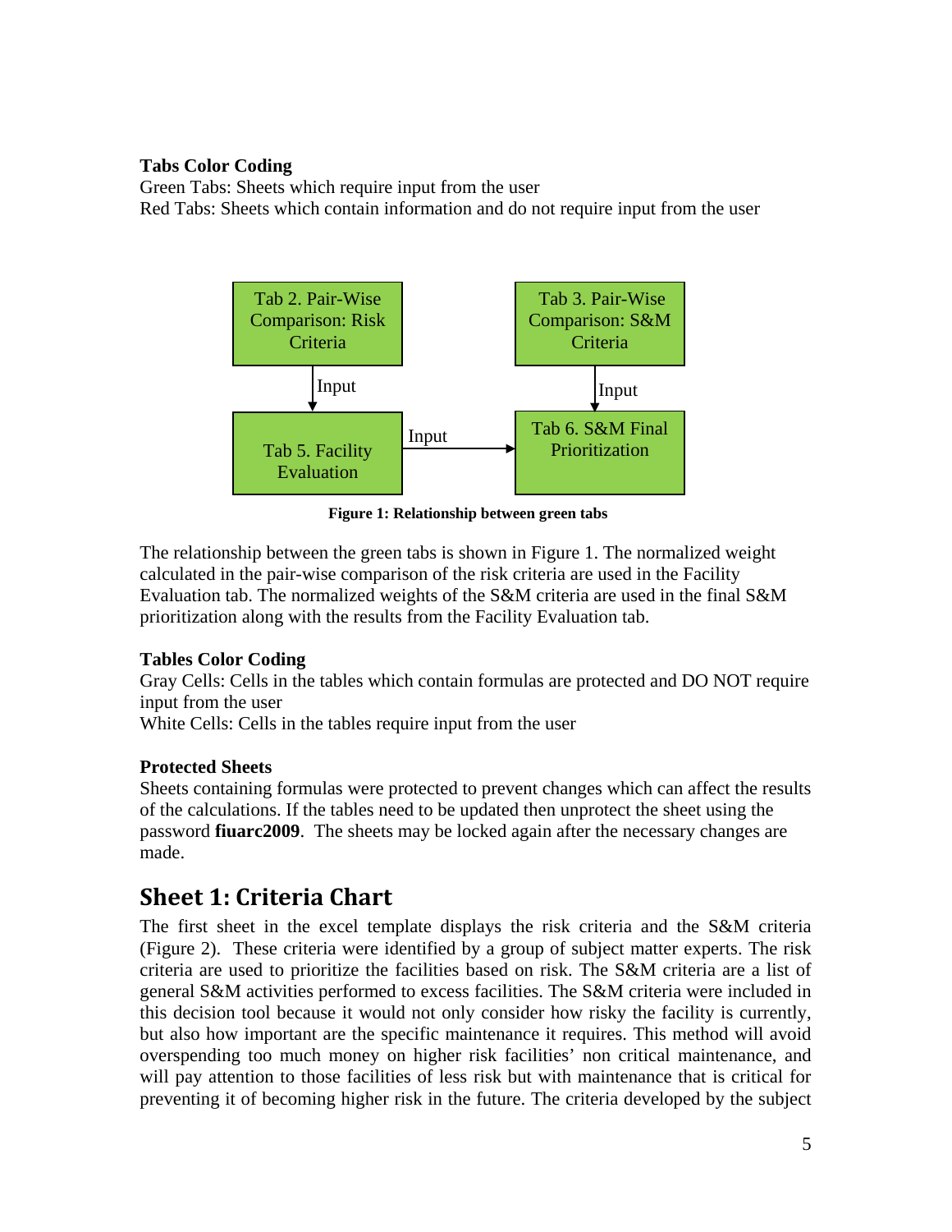**Tabs Color Coding**
Green Tabs: Sheets which require input from the user
Red Tabs: Sheets which contain information and do not require input from the user

Tab 2. Pair-Wise Comparison: Risk Criteria → (Input) → Tab 5. Facility Evaluation

Tab 3. Pair-Wise Comparison: S&M Criteria → (Input) → Tab 6. S&M Final Prioritization

Tab 5. Facility Evaluation → (Input) → Tab 6. S&M Final Prioritization

**Figure 1: Relationship between green tabs**

The relationship between the green tabs is shown in Figure 1. The normalized weight calculated in the pair-wise comparison of the risk criteria are used in the Facility Evaluation tab. The normalized weights of the S&M criteria are used in the final S&M prioritization along with the results from the Facility Evaluation tab.

**Tables Color Coding**
Gray Cells: Cells in the tables which contain formulas are protected and DO NOT require input from the user
White Cells: Cells in the tables require input from the user

**Protected Sheets**
Sheets containing formulas were protected to prevent changes which can affect the results of the calculations. If the tables need to be updated then unprotect the sheet using the password **fiuarc2009**. The sheets may be locked again after the necessary changes are made.

## Sheet 1: Criteria Chart

The first sheet in the excel template displays the risk criteria and the S&M criteria (Figure 2). These criteria were identified by a group of subject matter experts. The risk criteria are used to prioritize the facilities based on risk. The S&M criteria are a list of general S&M activities performed to excess facilities. The S&M criteria were included in this decision tool because it would not only consider how risky the facility is currently, but also how important are the specific maintenance it requires. This method will avoid overspending too much money on higher risk facilities' non critical maintenance, and will pay attention to those facilities of less risk but with maintenance that is critical for preventing it of becoming higher risk in the future. The criteria developed by the subject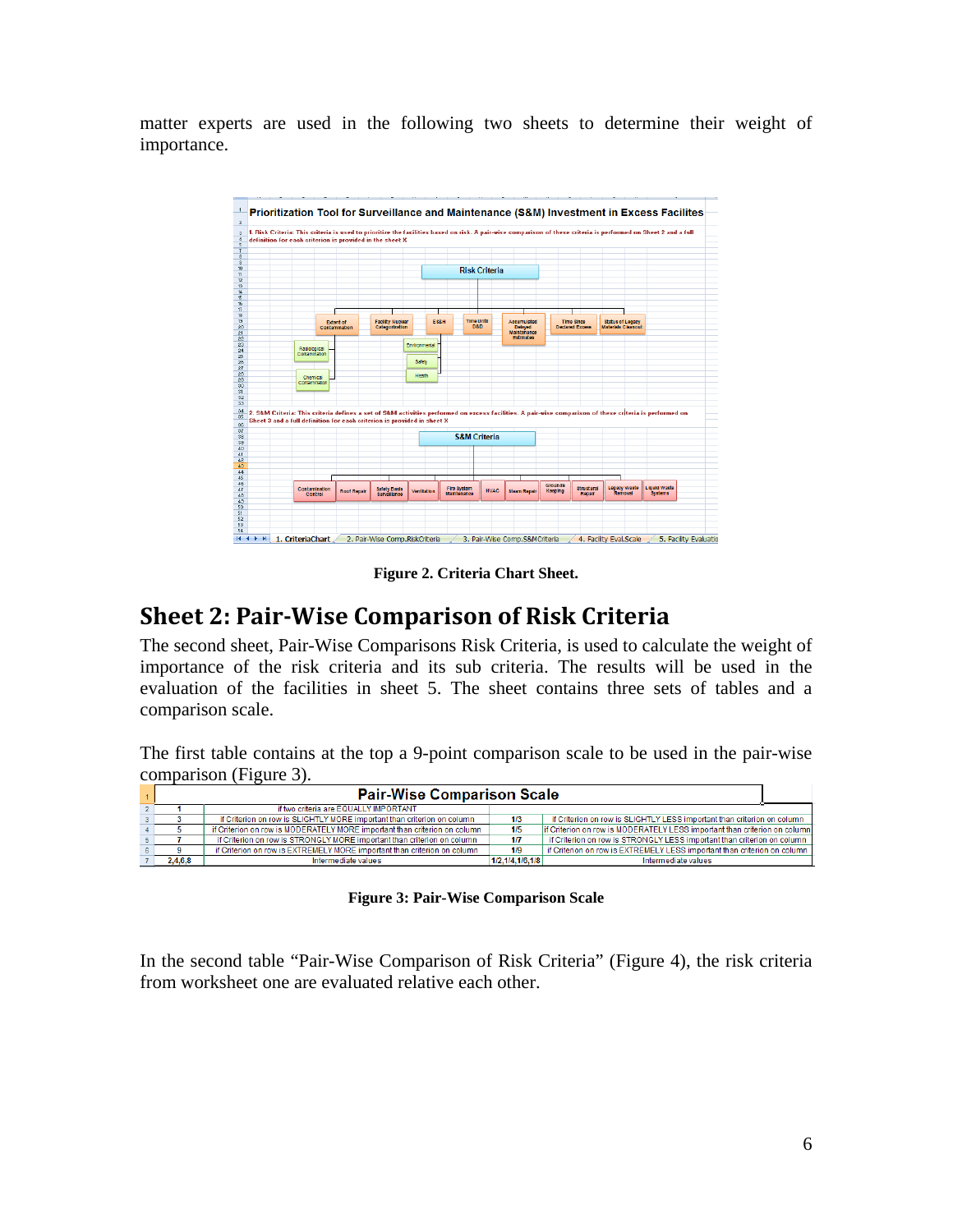matter experts are used in the following two sheets to determine their weight of importance.

**Figure 2. Criteria Chart Sheet.**

## Sheet 2: Pair-Wise Comparison of Risk Criteria

The second sheet, Pair-Wise Comparisons Risk Criteria, is used to calculate the weight of importance of the risk criteria and its sub criteria. The results will be used in the evaluation of the facilities in sheet 5. The sheet contains three sets of tables and a comparison scale.

The first table contains at the top a 9-point comparison scale to be used in the pair-wise comparison (Figure 3).

| Pair-Wise Comparison Scale | | | |
|---|---|---|---|
| 1 | if two criteria are EQUALLY IMPORTANT | | |
| 3 | if Criterion on row is SLIGHTLY MORE important than criterion on column | 1/3 | if Criterion on row is SLIGHTLY LESS important than criterion on column |
| 5 | if Criterion on row is MODERATELY MORE important than criterion on column | 1/5 | if Criterion on row is MODERATELY LESS important than criterion on column |
| 7 | if Criterion on row is STRONGLY MORE important than criterion on column | 1/7 | if Criterion on row is STRONGLY LESS important than criterion on column |
| 9 | if Criterion on row is EXTREMELY MORE important than criterion on column | 1/9 | if Criterion on row is EXTREMELY LESS important than criterion on column |
| 2,4,6,8 | Intermediate values | 1/2,1/4,1/6,1/8 | Intermediate values |

**Figure 3: Pair-Wise Comparison Scale**

In the second table "Pair-Wise Comparison of Risk Criteria" (Figure 4), the risk criteria from worksheet one are evaluated relative each other.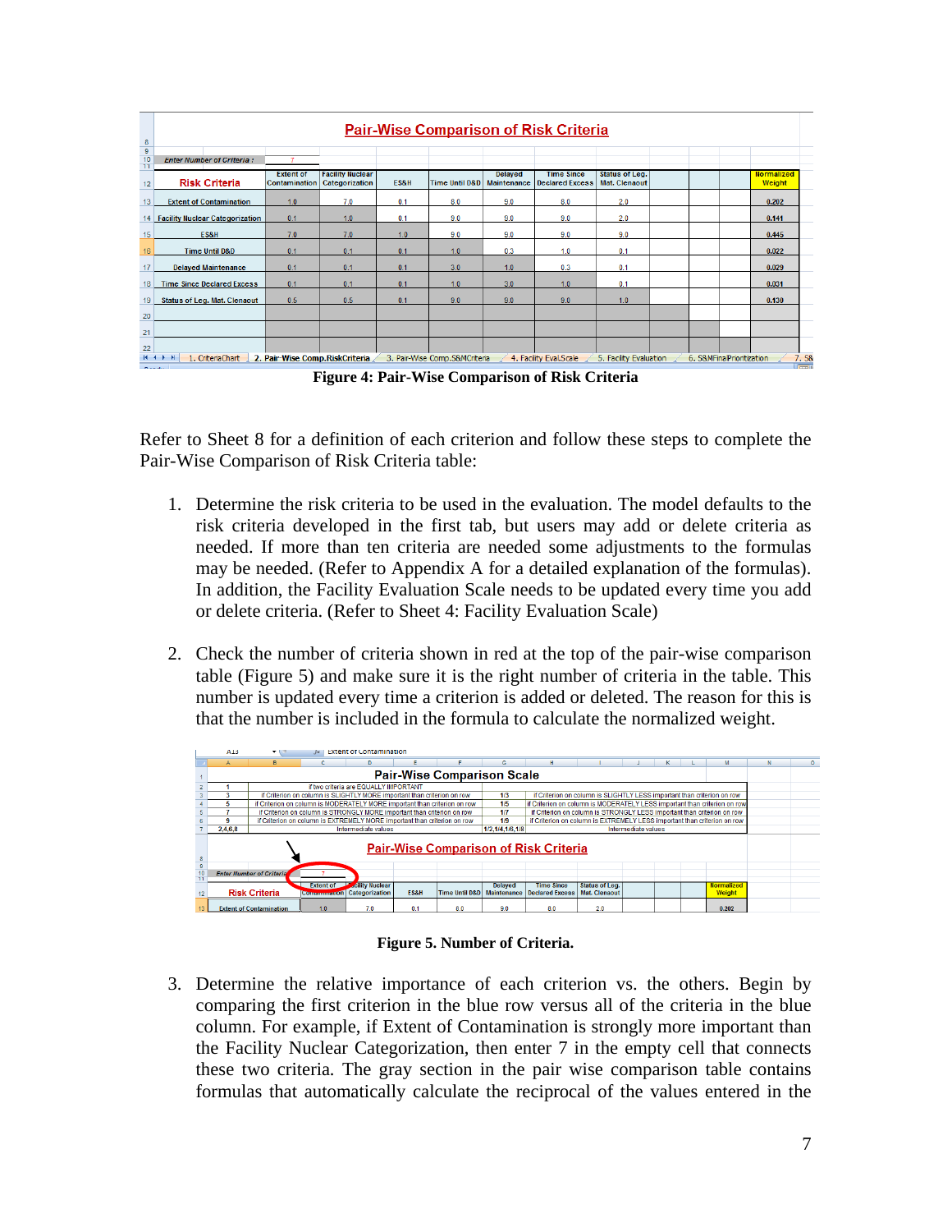**Pair-Wise Comparison of Risk Criteria**

Enter Number of Criteria : 7

| Risk Criteria | Extent of Contamination | Facility Nuclear Categorization | ES&H | Time Until D&D | Delayed Maintenance | Time Since Declared Excess | Status of Leg. Mat. Cleanout | | | | Normalized Weight |
|---|---|---|---|---|---|---|---|---|---|---|---|
| Extent of Contamination | 1.0 | 7.0 | 0.1 | 8.0 | 9.0 | 8.0 | 2.0 | | | | 0.202 |
| Facility Nuclear Categorization | 0.1 | 1.0 | 0.1 | 9.0 | 9.0 | 9.0 | 2.0 | | | | 0.141 |
| ES&H | 7.0 | 7.0 | 1.0 | 9.0 | 9.0 | 9.0 | 9.0 | | | | 0.445 |
| Time Until D&D | 0.1 | 0.1 | 0.1 | 1.0 | 0.3 | 1.0 | 0.1 | | | | 0.022 |
| Delayed Maintenance | 0.1 | 0.1 | 0.1 | 3.0 | 1.0 | 0.3 | 0.1 | | | | 0.029 |
| Time Since Declared Excess | 0.1 | 0.1 | 0.1 | 1.0 | 3.0 | 1.0 | 0.1 | | | | 0.031 |
| Status of Leg. Mat. Cleanout | 0.5 | 0.5 | 0.1 | 9.0 | 9.0 | 9.0 | 1.0 | | | | 0.130 |

**Figure 4: Pair-Wise Comparison of Risk Criteria**

Refer to Sheet 8 for a definition of each criterion and follow these steps to complete the Pair-Wise Comparison of Risk Criteria table:

1. Determine the risk criteria to be used in the evaluation. The model defaults to the risk criteria developed in the first tab, but users may add or delete criteria as needed. If more than ten criteria are needed some adjustments to the formulas may be needed. (Refer to Appendix A for a detailed explanation of the formulas). In addition, the Facility Evaluation Scale needs to be updated every time you add or delete criteria. (Refer to Sheet 4: Facility Evaluation Scale)

2. Check the number of criteria shown in red at the top of the pair-wise comparison table (Figure 5) and make sure it is the right number of criteria in the table. This number is updated every time a criterion is added or deleted. The reason for this is that the number is included in the formula to calculate the normalized weight.

**Pair-Wise Comparison Scale**

| | | | |
|---|---|---|---|
| 1 | if two criteria are EQUALLY IMPORTANT | | |
| 3 | if Criterion on column is SLIGHTLY MORE important than criterion on row | 1/3 | if Criterion on column is SLIGHTLY LESS important than criterion on row |
| 5 | if Criterion on column is MODERATELY MORE important than criterion on row | 1/5 | if Criterion on column is MODERATELY LESS important than criterion on row |
| 7 | if Criterion on column is STRONGLY MORE important than criterion on row | 1/7 | if Criterion on column is STRONGLY LESS important than criterion on row |
| 9 | if Criterion on column is EXTREMELY MORE important than criterion on row | 1/9 | if Criterion on column is EXTREMELY LESS important than criterion on row |
| 2,4,6,8 | Intermediate values | 1/2,1/4,1/6,1/8 | Intermediate values |

**Pair-Wise Comparison of Risk Criteria**

Enter Number of Criteria : 7

| Risk Criteria | Extent of Contamination | Facility Nuclear Categorization | ES&H | Time Until D&D | Delayed Maintenance | Time Since Declared Excess | Status of Leg. Mat. Cleanout | Normalized Weight |
|---|---|---|---|---|---|---|---|---|
| Extent of Contamination | 1.0 | 7.0 | 0.1 | 8.0 | 9.0 | 8.0 | 2.0 | 0.202 |

**Figure 5. Number of Criteria.**

3. Determine the relative importance of each criterion vs. the others. Begin by comparing the first criterion in the blue row versus all of the criteria in the blue column. For example, if Extent of Contamination is strongly more important than the Facility Nuclear Categorization, then enter 7 in the empty cell that connects these two criteria. The gray section in the pair wise comparison table contains formulas that automatically calculate the reciprocal of the values entered in the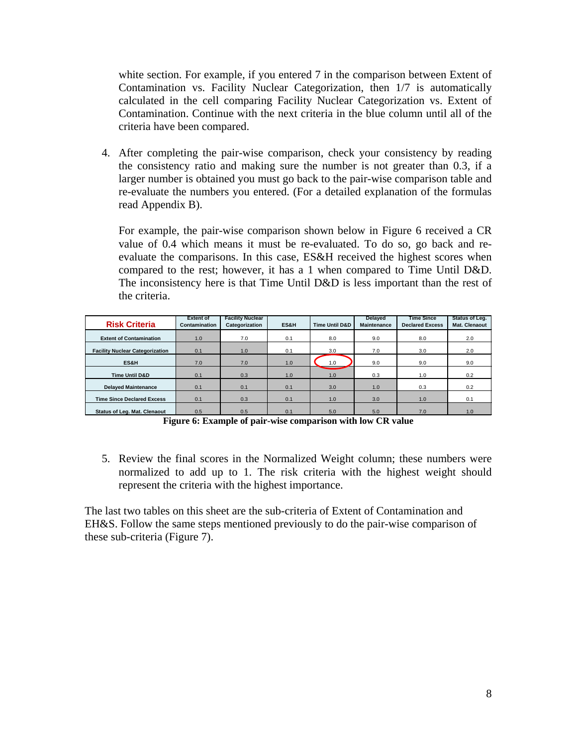white section. For example, if you entered 7 in the comparison between Extent of Contamination vs. Facility Nuclear Categorization, then 1/7 is automatically calculated in the cell comparing Facility Nuclear Categorization vs. Extent of Contamination. Continue with the next criteria in the blue column until all of the criteria have been compared.

4. After completing the pair-wise comparison, check your consistency by reading the consistency ratio and making sure the number is not greater than 0.3, if a larger number is obtained you must go back to the pair-wise comparison table and re-evaluate the numbers you entered. (For a detailed explanation of the formulas read Appendix B).

   For example, the pair-wise comparison shown below in Figure 6 received a CR value of 0.4 which means it must be re-evaluated. To do so, go back and re-evaluate the comparisons. In this case, ES&H received the highest scores when compared to the rest; however, it has a 1 when compared to Time Until D&D. The inconsistency here is that Time Until D&D is less important than the rest of the criteria.

| Risk Criteria | Extent of Contamination | Facility Nuclear Categorization | ES&H | Time Until D&D | Delayed Maintenance | Time Since Declared Excess | Status of Leg. Mat. Clenaout |
|---|---|---|---|---|---|---|---|
| Extent of Contamination | 1.0 | 7.0 | 0.1 | 8.0 | 9.0 | 8.0 | 2.0 |
| Facility Nuclear Categorization | 0.1 | 1.0 | 0.1 | 3.0 | 7.0 | 3.0 | 2.0 |
| ES&H | 7.0 | 7.0 | 1.0 | 1.0 | 9.0 | 9.0 | 9.0 |
| Time Until D&D | 0.1 | 0.3 | 1.0 | 1.0 | 0.3 | 1.0 | 0.2 |
| Delayed Maintenance | 0.1 | 0.1 | 0.1 | 3.0 | 1.0 | 0.3 | 0.2 |
| Time Since Declared Excess | 0.1 | 0.3 | 0.1 | 1.0 | 3.0 | 1.0 | 0.1 |
| Status of Leg. Mat. Clenaout | 0.5 | 0.5 | 0.1 | 5.0 | 5.0 | 7.0 | 1.0 |

**Figure 6: Example of pair-wise comparison with low CR value**

5. Review the final scores in the Normalized Weight column; these numbers were normalized to add up to 1. The risk criteria with the highest weight should represent the criteria with the highest importance.

The last two tables on this sheet are the sub-criteria of Extent of Contamination and EH&S. Follow the same steps mentioned previously to do the pair-wise comparison of these sub-criteria (Figure 7).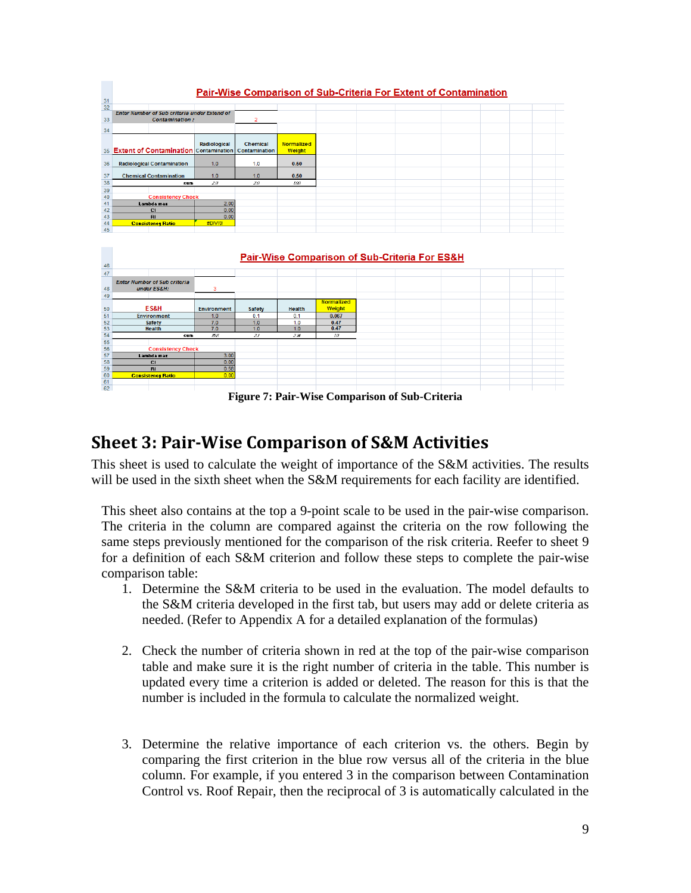**Pair-Wise Comparison of Sub-Criteria For Extent of Contamination**

| Enter Number of Sub criteria under Extend of Contamination : | 2 |
|---|---|

| Extent of Contamination | Radiological Contamination | Chemical Contamination | Normalized Weight |
|---|---|---|---|
| Radiological Contamination | 1.0 | 1.0 | 0.50 |
| Chemical Contamination | 1.0 | 1.0 | 0.50 |
| sum | 2.0 | 2.0 | 0.0 |

| Consistency Check | |
|---|---|
| Lambda max | 2.00 |
| CI | 0.00 |
| RI | 0.00 |
| Consistency Ratio | #DIV/0! |

**Pair-Wise Comparison of Sub-Criteria For ES&H**

| Enter Number of Sub criteria under ES&H: | 3 |
|---|---|

| ES&H | Environment | Safety | Health | Normalized Weight |
|---|---|---|---|---|
| Environment | 1.0 | 0.1 | 0.1 | 0.067 |
| Safety | 7.0 | 1.0 | 1.0 | 0.47 |
| Health | 7.0 | 1.0 | 1.0 | 0.47 |
| sum | 15.0 | 2.1 | 2.1 | 1.0 |

| Consistency Check | |
|---|---|
| Lambda max | 3.00 |
| CI | 0.00 |
| RI | 0.50 |
| Consistency Ratio | 0.00 |

**Figure 7: Pair-Wise Comparison of Sub-Criteria**

## Sheet 3: Pair-Wise Comparison of S&M Activities

This sheet is used to calculate the weight of importance of the S&M activities. The results will be used in the sixth sheet when the S&M requirements for each facility are identified.

This sheet also contains at the top a 9-point scale to be used in the pair-wise comparison. The criteria in the column are compared against the criteria on the row following the same steps previously mentioned for the comparison of the risk criteria. Reefer to sheet 9 for a definition of each S&M criterion and follow these steps to complete the pair-wise comparison table:

1. Determine the S&M criteria to be used in the evaluation. The model defaults to the S&M criteria developed in the first tab, but users may add or delete criteria as needed. (Refer to Appendix A for a detailed explanation of the formulas)

2. Check the number of criteria shown in red at the top of the pair-wise comparison table and make sure it is the right number of criteria in the table. This number is updated every time a criterion is added or deleted. The reason for this is that the number is included in the formula to calculate the normalized weight.

3. Determine the relative importance of each criterion vs. the others. Begin by comparing the first criterion in the blue row versus all of the criteria in the blue column. For example, if you entered 3 in the comparison between Contamination Control vs. Roof Repair, then the reciprocal of 3 is automatically calculated in the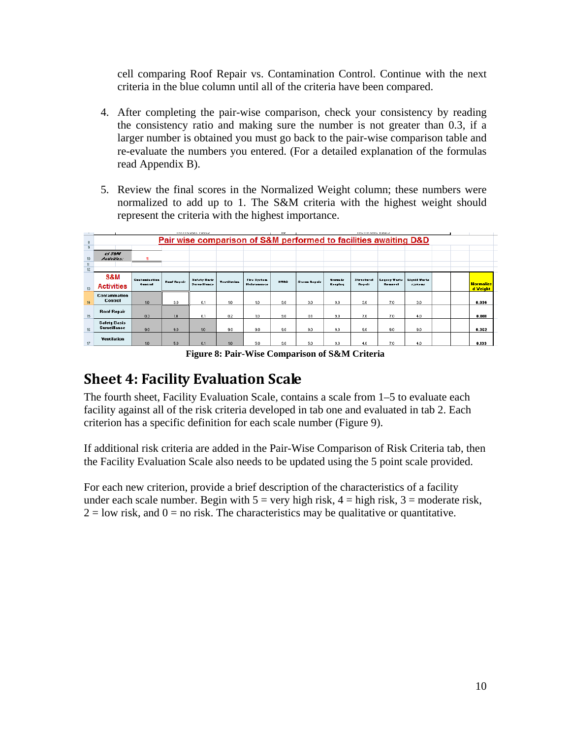cell comparing Roof Repair vs. Contamination Control. Continue with the next criteria in the blue column until all of the criteria have been compared.

4. After completing the pair-wise comparison, check your consistency by reading the consistency ratio and making sure the number is not greater than 0.3, if a larger number is obtained you must go back to the pair-wise comparison table and re-evaluate the numbers you entered. (For a detailed explanation of the formulas read Appendix B).

5. Review the final scores in the Normalized Weight column; these numbers were normalized to add up to 1. The S&M criteria with the highest weight should represent the criteria with the highest importance.

**Pair wise comparison of S&M performed to facilities awaiting D&D**

| S&M Activities | Contamination Control | Roof Repair | Safety Basis Surveillance | Ventilation | Fire System Maintenance | HVAC | Steam Repair | Grounds Keeping | Structural Repair | Legacy Waste Removal | Liquid Waste systems | | | Normalized Weight |
|---|---|---|---|---|---|---|---|---|---|---|---|---|---|---|
| Contamination Control | 1.0 | 3.0 | 0.1 | 1.0 | 1.0 | 9.0 | 3.0 | 9.0 | 3.0 | 7.0 | 3.0 | | | 0.094 |
| Roof Repair | 0.3 | 1.0 | 0.1 | 0.2 | 1.0 | 9.0 | 0.1 | 9.0 | 7.0 | 7.0 | 4.0 | | | 0.081 |
| Safety Basis Surveillance | 9.0 | 9.0 | 1.0 | 9.0 | 9.0 | 9.0 | 9.0 | 9.0 | 9.0 | 9.0 | 9.0 | | | 0.362 |
| Ventilation | 1.0 | 5.0 | 0.1 | 1.0 | 5.0 | 9.0 | 5.0 | 9.0 | 4.0 | 7.0 | 4.0 | | | 0.133 |

**Figure 8: Pair-Wise Comparison of S&M Criteria**

## Sheet 4: Facility Evaluation Scale

The fourth sheet, Facility Evaluation Scale, contains a scale from 1–5 to evaluate each facility against all of the risk criteria developed in tab one and evaluated in tab 2. Each criterion has a specific definition for each scale number (Figure 9).

If additional risk criteria are added in the Pair-Wise Comparison of Risk Criteria tab, then the Facility Evaluation Scale also needs to be updated using the 5 point scale provided.

For each new criterion, provide a brief description of the characteristics of a facility under each scale number. Begin with 5 = very high risk, 4 = high risk, 3 = moderate risk, 2 = low risk, and 0 = no risk. The characteristics may be qualitative or quantitative.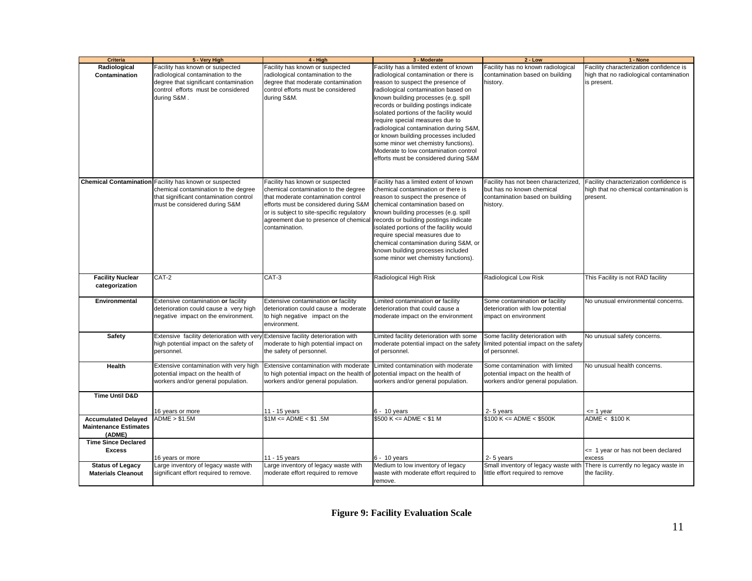| Criteria | 5 - Very High | 4 - High | 3 - Moderate | 2 - Low | 1 - None |
|---|---|---|---|---|---|
| **Radiological Contamination** | Facility has known or suspected radiological contamination to the degree that significant contamination control efforts must be considered during S&M . | Facility has known or suspected radiological contamination to the degree that moderate contamination control efforts must be considered during S&M. | Facility has a limited extent of known radiological contamination or there is reason to suspect the presence of radiological contamination based on known building processes (e.g. spill records or building postings indicate isolated portions of the facility would require special measures due to radiological contamination during S&M, or known building processes included some minor wet chemistry functions). Moderate to low contamination control efforts must be considered during S&M | Facility has no known radiological contamination based on building history. | Facility characterization confidence is high that no radiological contamination is present. |
| **Chemical Contamination** | Facility has known or suspected chemical contamination to the degree that significant contamination control must be considered during S&M | Facility has known or suspected chemical contamination to the degree that moderate contamination control efforts must be considered during S&M or is subject to site-specific regulatory agreement due to presence of chemical contamination. | Facility has a limited extent of known chemical contamination or there is reason to suspect the presence of chemical contamination based on known building processes (e.g. spill records or building postings indicate isolated portions of the facility would require special measures due to chemical contamination during S&M, or known building processes included some minor wet chemistry functions). | Facility has not been characterized, but has no known chemical contamination based on building history. | Facility characterization confidence is high that no chemical contamination is present. |
| **Facility Nuclear categorization** | CAT-2 | CAT-3 | Radiological High Risk | Radiological Low Risk | This Facility is not RAD facility |
| **Environmental** | Extensive contamination **or** facility deterioration could cause a very high negative impact on the environment. | Extensive contamination **or** facility deterioration could cause a moderate to high negative impact on the environment. | Limited contamination **or** facility deterioration that could cause a moderate impact on the environment | Some contamination **or** facility deterioration with low potential impact on environment | No unusual environmental concerns. |
| **Safety** | Extensive facility deterioration with very high potential impact on the safety of personnel. | Extensive facility deterioration with moderate to high potential impact on the safety of personnel. | Limited facility deterioration with some moderate potential impact on the safety of personnel. | Some facility deterioration with limited potential impact on the safety of personnel. | No unusual safety concerns. |
| **Health** | Extensive contamination with very high potential impact on the health of workers and/or general population. | Extensive contamination with moderate to high potential impact on the health of workers and/or general population. | Limited contamination with moderate potential impact on the health of workers and/or general population. | Some contamination with limited potential impact on the health of workers and/or general population. | No unusual health concerns. |
| **Time Until D&D** | 16 years or more | 11 - 15 years | 6 - 10 years | 2- 5 years | <= 1 year |
| **Accumulated Delayed Maintenance Estimates (ADME)** | ADME > $1.5M | $1M <= ADME < $1 .5M | $500 K <= ADME < $1 M | $100 K <= ADME < $500K | ADME < $100 K |
| **Time Since Declared Excess** | 16 years or more | 11 - 15 years | 6 - 10 years | 2- 5 years | <= 1 year or has not been declared excess |
| **Status of Legacy Materials Cleanout** | Large inventory of legacy waste with significant effort required to remove. | Large inventory of legacy waste with moderate effort required to remove | Medium to low inventory of legacy waste with moderate effort required to remove. | Small inventory of legacy waste with little effort required to remove | There is currently no legacy waste in the facility. |

**Figure 9: Facility Evaluation Scale**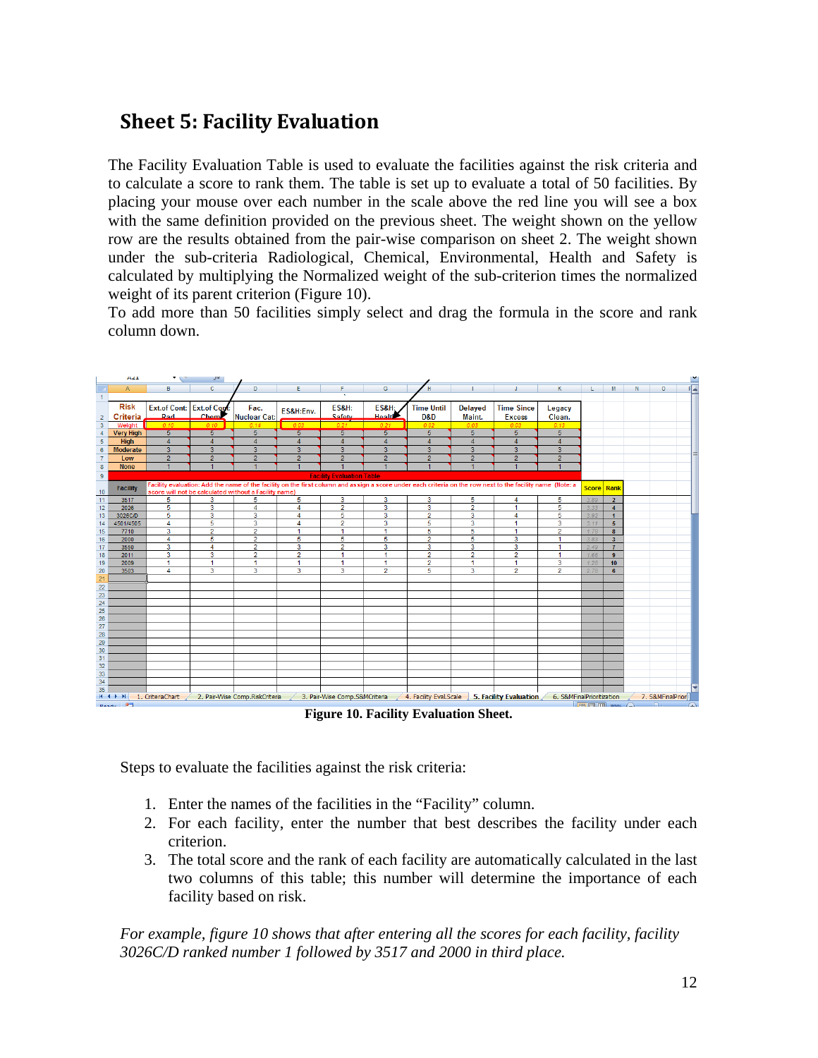## Sheet 5: Facility Evaluation

The Facility Evaluation Table is used to evaluate the facilities against the risk criteria and to calculate a score to rank them. The table is set up to evaluate a total of 50 facilities. By placing your mouse over each number in the scale above the red line you will see a box with the same definition provided on the previous sheet. The weight shown on the yellow row are the results obtained from the pair-wise comparison on sheet 2. The weight shown under the sub-criteria Radiological, Chemical, Environmental, Health and Safety is calculated by multiplying the Normalized weight of the sub-criterion times the normalized weight of its parent criterion (Figure 10).

To add more than 50 facilities simply select and drag the formula in the score and rank column down.

Figure 10. Facility Evaluation Sheet.

Steps to evaluate the facilities against the risk criteria:

1. Enter the names of the facilities in the “Facility” column.
2. For each facility, enter the number that best describes the facility under each criterion.
3. The total score and the rank of each facility are automatically calculated in the last two columns of this table; this number will determine the importance of each facility based on risk.

*For example, figure 10 shows that after entering all the scores for each facility, facility 3026C/D ranked number 1 followed by 3517 and 2000 in third place.*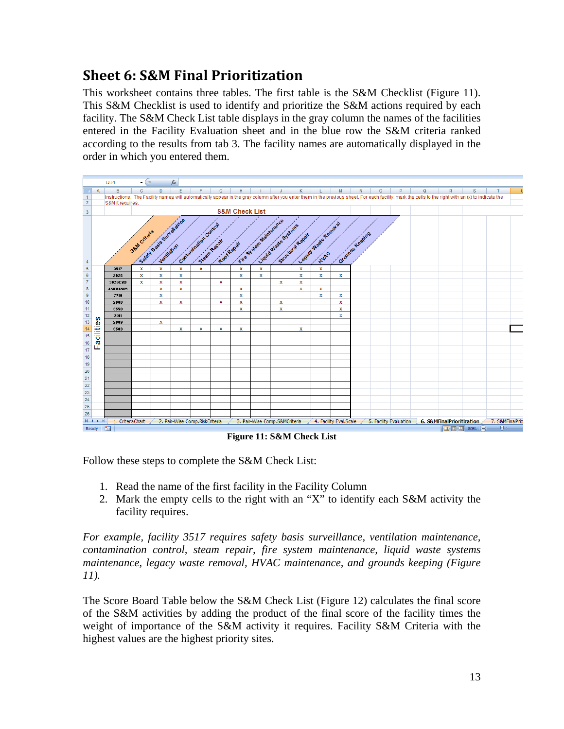## Sheet 6: S&M Final Prioritization

This worksheet contains three tables. The first table is the S&M Checklist (Figure 11). This S&M Checklist is used to identify and prioritize the S&M actions required by each facility. The S&M Check List table displays in the gray column the names of the facilities entered in the Facility Evaluation sheet and in the blue row the S&M criteria ranked according to the results from tab 3. The facility names are automatically displayed in the order in which you entered them.

Instructions: The Facility names will automatically appear in the gray column after you enter them in the previous sheet. For each facility, mark the cells to the right with an (x) to indicate the S&M it requires.

**S&M Check List**

| Facilities | Safety Basis Surveillance | Ventilation | Contamination Control | Steam Repair | Roof Repair | Fire System Maintenance | Liquid Waste Systems | Structural Repair | Legacy Waste Removal | HVAC | Grounds Keeping |
|---|---|---|---|---|---|---|---|---|---|---|---|
| 3517 | x | x | x | x | | x | x | | x | x | |
| 2026 | x | x | x | | | x | x | | x | x | x |
| 3026C/D | x | x | x | | x | | | x | x | | |
| 4501/4505 | | x | x | | | x | | | x | x | |
| 7710 | | x | | | | x | | | | x | x |
| 2000 | | x | x | | x | x | | x | | | x |
| 3550 | | | | | | x | | x | | | x |
| 2011 | | | | | | | | | | | x |
| 2009 | | x | | | | | | | | | |
| 3503 | | | x | x | x | x | | | x | | |

**Figure 11: S&M Check List**

Follow these steps to complete the S&M Check List:

1. Read the name of the first facility in the Facility Column
2. Mark the empty cells to the right with an "X" to identify each S&M activity the facility requires.

*For example, facility 3517 requires safety basis surveillance, ventilation maintenance, contamination control, steam repair, fire system maintenance, liquid waste systems maintenance, legacy waste removal, HVAC maintenance, and grounds keeping (Figure 11).*

The Score Board Table below the S&M Check List (Figure 12) calculates the final score of the S&M activities by adding the product of the final score of the facility times the weight of importance of the S&M activity it requires. Facility S&M Criteria with the highest values are the highest priority sites.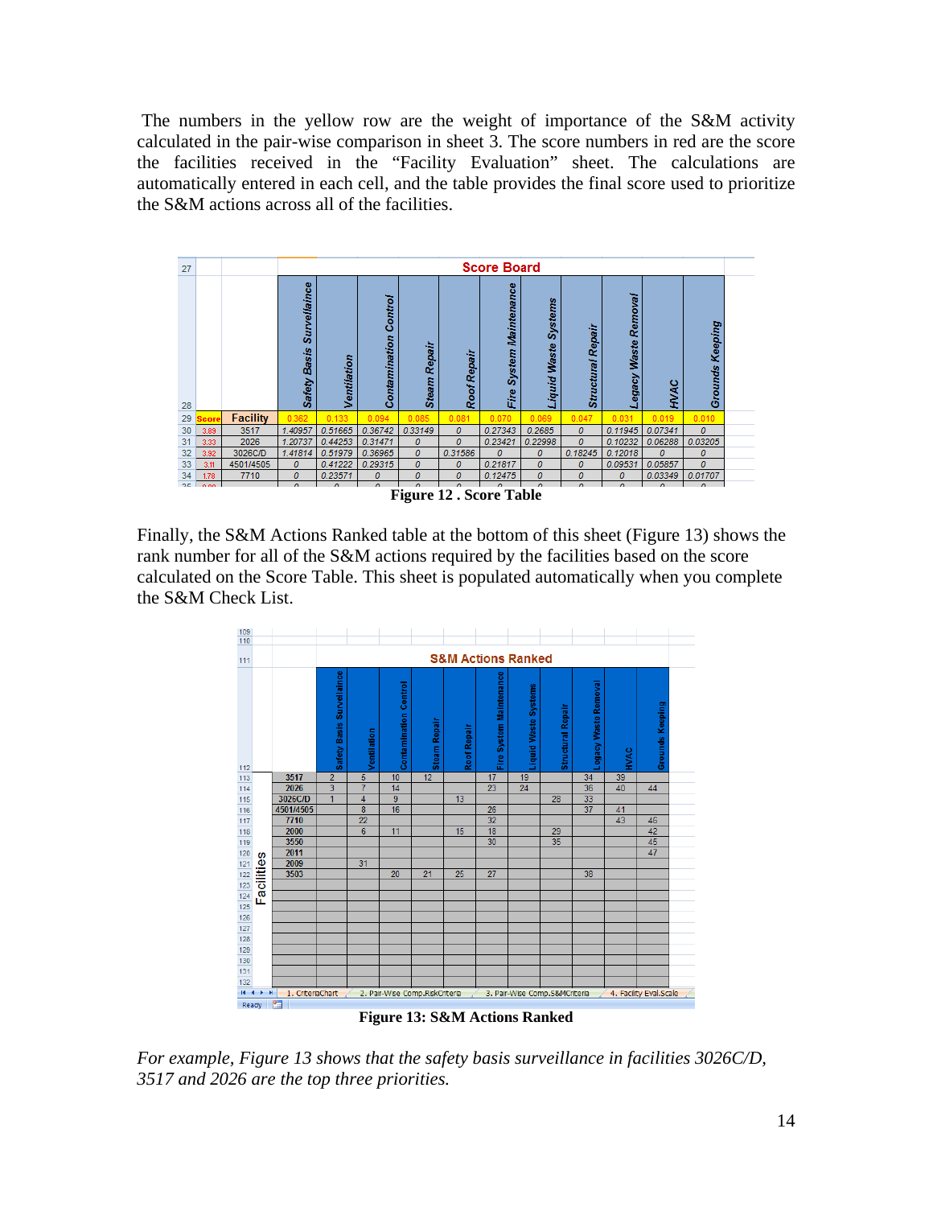The numbers in the yellow row are the weight of importance of the S&M activity calculated in the pair-wise comparison in sheet 3. The score numbers in red are the score the facilities received in the "Facility Evaluation" sheet. The calculations are automatically entered in each cell, and the table provides the final score used to prioritize the S&M actions across all of the facilities.

| Score Board | | | | | | | | | | | | |
|---|---|---|---|---|---|---|---|---|---|---|---|---|
| | | Safety Basis Surveillaince | Ventilation | Contamination Control | Steam Repair | Roof Repair | Fire System Maintenance | Liquid Waste Systems | Structural Repair | Legacy Waste Removal | HVAC | Grounds Keeping |
| Score | Facility | 0.362 | 0.133 | 0.094 | 0.085 | 0.081 | 0.070 | 0.069 | 0.047 | 0.031 | 0.019 | 0.010 |
| 3.89 | 3517 | 1.40957 | 0.51665 | 0.36742 | 0.33149 | 0 | 0.27343 | 0.2685 | 0 | 0.11945 | 0.07341 | 0 |
| 3.33 | 2026 | 1.20737 | 0.44253 | 0.31471 | 0 | 0 | 0.23421 | 0.22998 | 0 | 0.10232 | 0.06288 | 0.03205 |
| 3.92 | 3026C/D | 1.41814 | 0.51979 | 0.36965 | 0 | 0.31586 | 0 | 0 | 0.18245 | 0.12018 | 0 | 0 |
| 3.11 | 4501/4505 | 0 | 0.41222 | 0.29315 | 0 | 0 | 0.21817 | 0 | 0 | 0.09531 | 0.05857 | 0 |
| 1.78 | 7710 | 0 | 0.23571 | 0 | 0 | 0 | 0.12475 | 0 | 0 | 0 | 0.03349 | 0.01707 |

**Figure 12 . Score Table**

Finally, the S&M Actions Ranked table at the bottom of this sheet (Figure 13) shows the rank number for all of the S&M actions required by the facilities based on the score calculated on the Score Table. This sheet is populated automatically when you complete the S&M Check List.

| S&M Actions Ranked | | | | | | | | | | | |
|---|---|---|---|---|---|---|---|---|---|---|---|
| Facilities | Safety Basis Surveillaince | Ventilation | Contamination Control | Steam Repair | Roof Repair | Fire System Maintenance | Liquid Waste Systems | Structural Repair | Legacy Waste Removal | HVAC | Grounds Keeping |
| 3517 | 2 | 5 | 10 | 12 | | 17 | 19 | | 34 | 39 | |
| 2026 | 3 | 7 | 14 | | | 23 | 24 | | 36 | 40 | 44 |
| 3026C/D | 1 | 4 | 9 | | 13 | | | 28 | 33 | | |
| 4501/4505 | | 8 | 16 | | | 26 | | | 37 | 41 | |
| 7710 | | 22 | | | | 32 | | | | 43 | 46 |
| 2000 | | 6 | 11 | | 15 | 18 | | 29 | | | 42 |
| 3550 | | | | | | 30 | | 35 | | | 45 |
| 2011 | | | | | | | | | | | 47 |
| 2009 | | 31 | | | | | | | | | |
| 3503 | | | 20 | 21 | 25 | 27 | | | 38 | | |

**Figure 13: S&M Actions Ranked**

*For example, Figure 13 shows that the safety basis surveillance in facilities 3026C/D, 3517 and 2026 are the top three priorities.*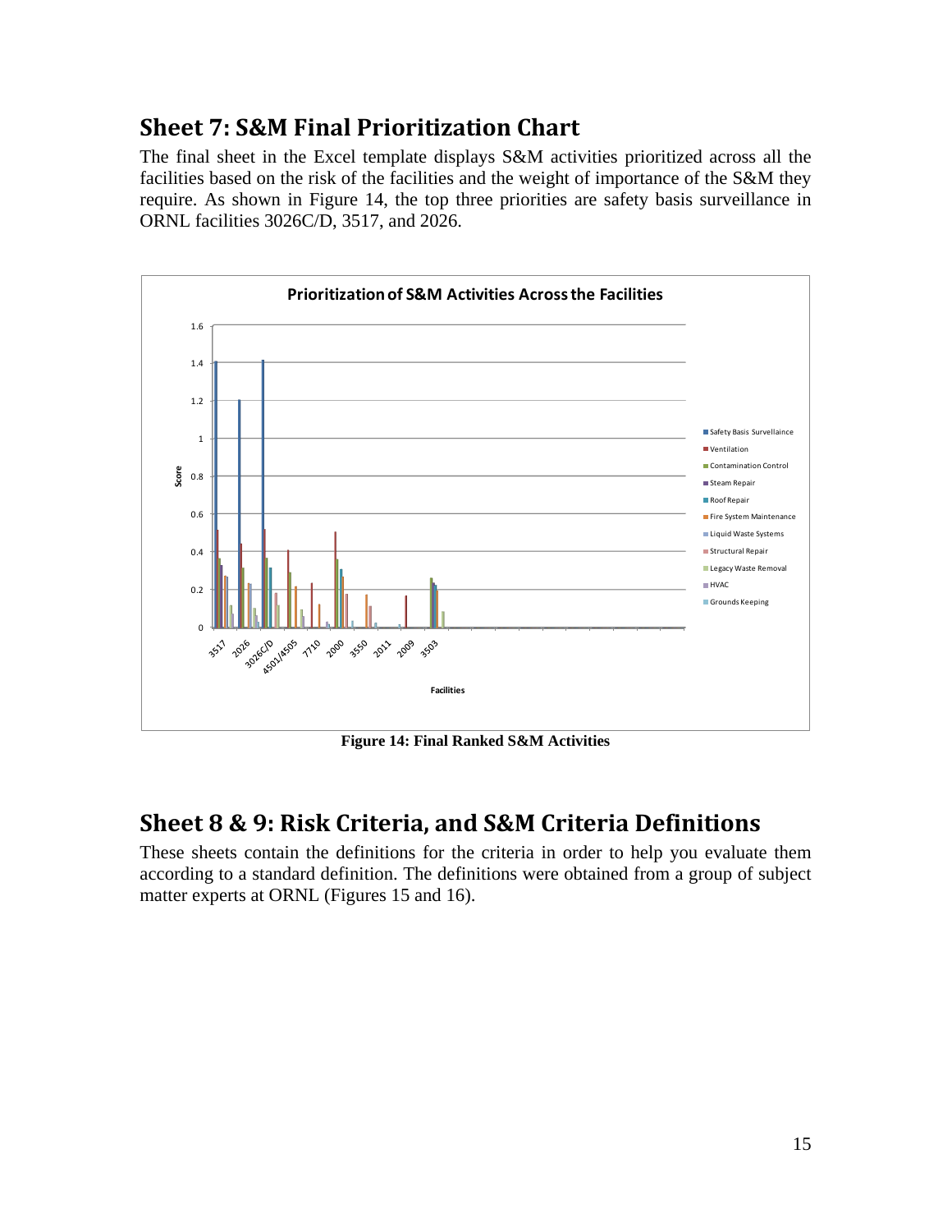## Sheet 7: S&M Final Prioritization Chart

The final sheet in the Excel template displays S&M activities prioritized across all the facilities based on the risk of the facilities and the weight of importance of the S&M they require. As shown in Figure 14, the top three priorities are safety basis surveillance in ORNL facilities 3026C/D, 3517, and 2026.

**Figure 14: Final Ranked S&M Activities**

## Sheet 8 & 9: Risk Criteria, and S&M Criteria Definitions

These sheets contain the definitions for the criteria in order to help you evaluate them according to a standard definition. The definitions were obtained from a group of subject matter experts at ORNL (Figures 15 and 16).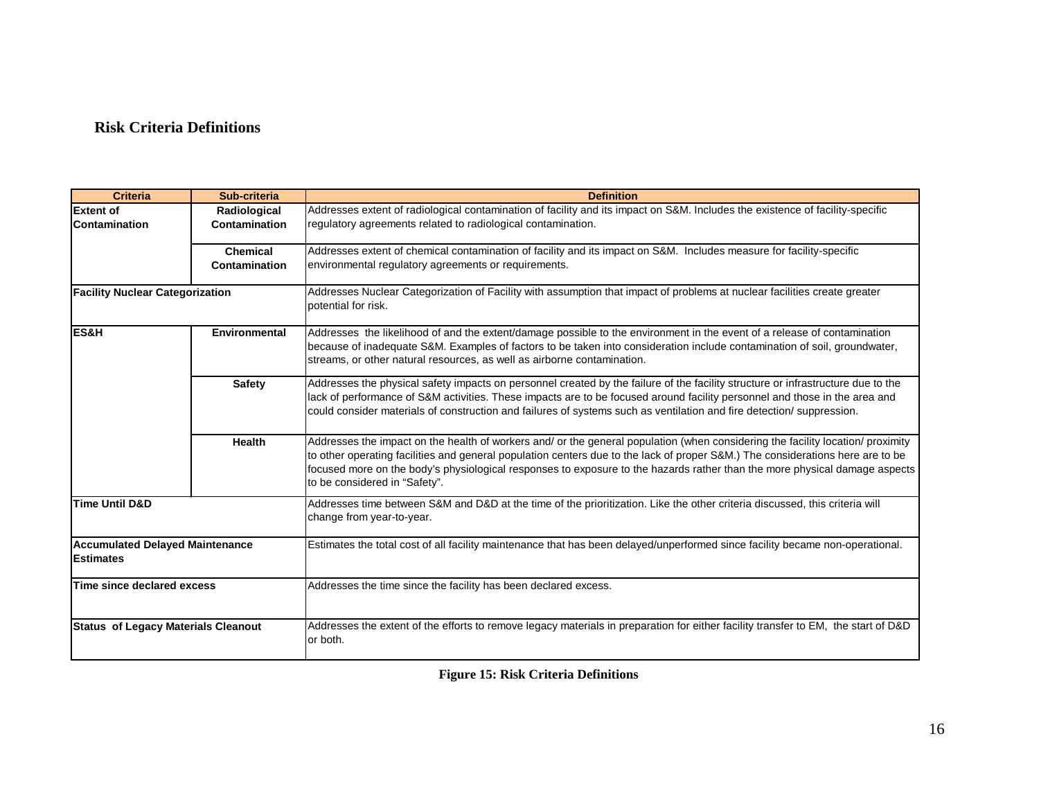**Risk Criteria Definitions**

| Criteria | Sub-criteria | Definition |
|---|---|---|
| **Extent of Contamination** | **Radiological Contamination** | Addresses extent of radiological contamination of facility and its impact on S&M. Includes the existence of facility-specific regulatory agreements related to radiological contamination. |
| | **Chemical Contamination** | Addresses extent of chemical contamination of facility and its impact on S&M. Includes measure for facility-specific environmental regulatory agreements or requirements. |
| **Facility Nuclear Categorization** | | Addresses Nuclear Categorization of Facility with assumption that impact of problems at nuclear facilities create greater potential for risk. |
| **ES&H** | **Environmental** | Addresses the likelihood of and the extent/damage possible to the environment in the event of a release of contamination because of inadequate S&M. Examples of factors to be taken into consideration include contamination of soil, groundwater, streams, or other natural resources, as well as airborne contamination. |
| | **Safety** | Addresses the physical safety impacts on personnel created by the failure of the facility structure or infrastructure due to the lack of performance of S&M activities. These impacts are to be focused around facility personnel and those in the area and could consider materials of construction and failures of systems such as ventilation and fire detection/ suppression. |
| | **Health** | Addresses the impact on the health of workers and/ or the general population (when considering the facility location/ proximity to other operating facilities and general population centers due to the lack of proper S&M.) The considerations here are to be focused more on the body's physiological responses to exposure to the hazards rather than the more physical damage aspects to be considered in "Safety". |
| **Time Until D&D** | | Addresses time between S&M and D&D at the time of the prioritization. Like the other criteria discussed, this criteria will change from year-to-year. |
| **Accumulated Delayed Maintenance Estimates** | | Estimates the total cost of all facility maintenance that has been delayed/unperformed since facility became non-operational. |
| **Time since declared excess** | | Addresses the time since the facility has been declared excess. |
| **Status of Legacy Materials Cleanout** | | Addresses the extent of the efforts to remove legacy materials in preparation for either facility transfer to EM, the start of D&D or both. |

**Figure 15: Risk Criteria Definitions**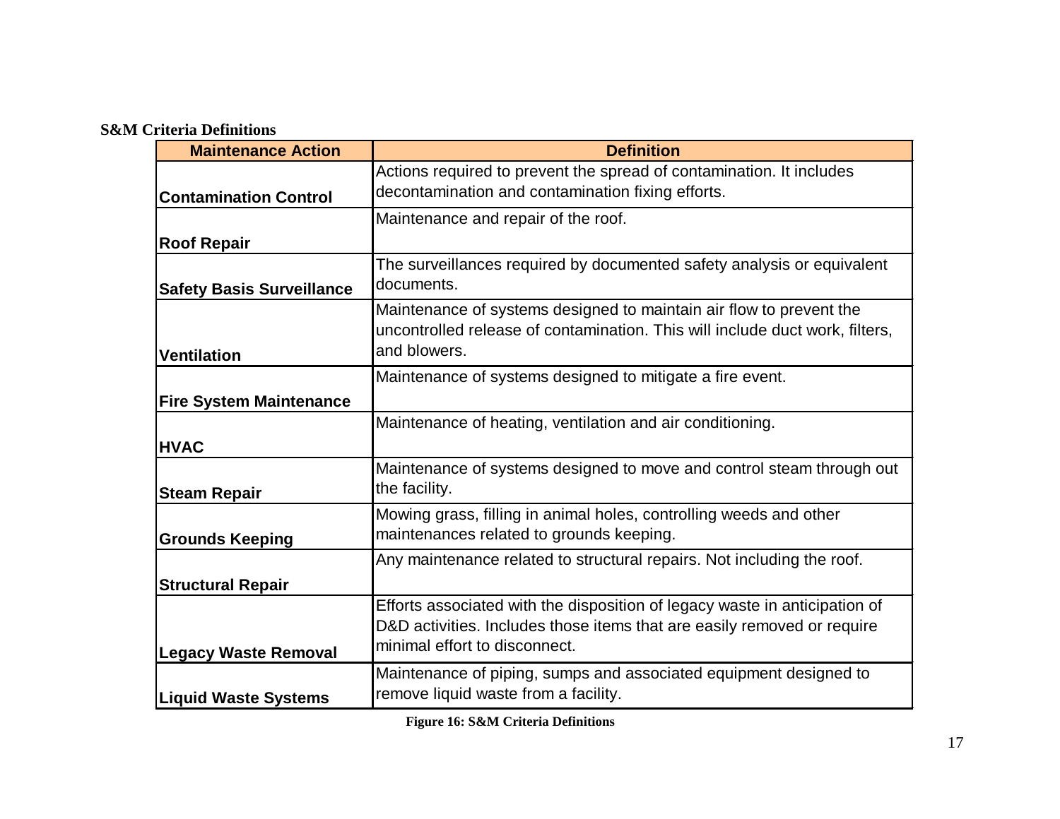**S&M Criteria Definitions**

| Maintenance Action | Definition |
|---|---|
| **Contamination Control** | Actions required to prevent the spread of contamination. It includes decontamination and contamination fixing efforts. |
| **Roof Repair** | Maintenance and repair of the roof. |
| **Safety Basis Surveillance** | The surveillances required by documented safety analysis or equivalent documents. |
| **Ventilation** | Maintenance of systems designed to maintain air flow to prevent the uncontrolled release of contamination. This will include duct work, filters, and blowers. |
| **Fire System Maintenance** | Maintenance of systems designed to mitigate a fire event. |
| **HVAC** | Maintenance of heating, ventilation and air conditioning. |
| **Steam Repair** | Maintenance of systems designed to move and control steam through out the facility. |
| **Grounds Keeping** | Mowing grass, filling in animal holes, controlling weeds and other maintenances related to grounds keeping. |
| **Structural Repair** | Any maintenance related to structural repairs. Not including the roof. |
| **Legacy Waste Removal** | Efforts associated with the disposition of legacy waste in anticipation of D&D activities. Includes those items that are easily removed or require minimal effort to disconnect. |
| **Liquid Waste Systems** | Maintenance of piping, sumps and associated equipment designed to remove liquid waste from a facility. |

**Figure 16: S&M Criteria Definitions**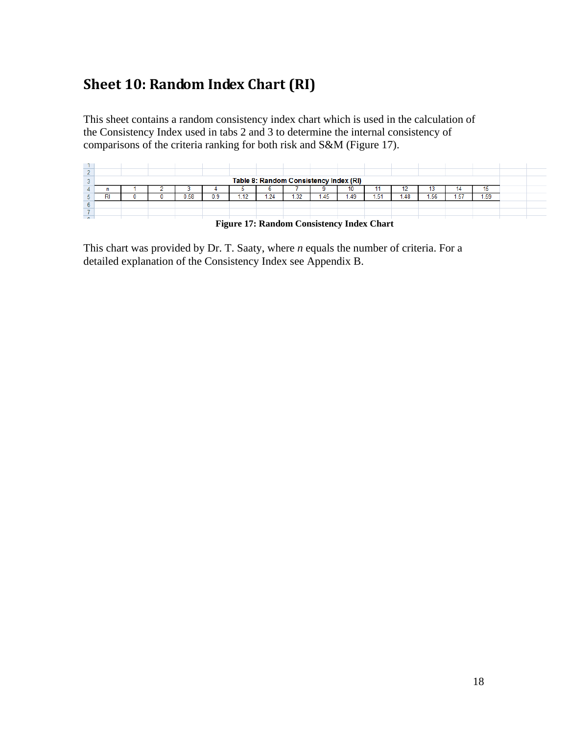## Sheet 10: Random Index Chart (RI)

This sheet contains a random consistency index chart which is used in the calculation of the Consistency Index used in tabs 2 and 3 to determine the internal consistency of comparisons of the criteria ranking for both risk and S&M (Figure 17).

**Table 8: Random Consistency Index (RI)**

| n | 1 | 2 | 3 | 4 | 5 | 6 | 7 | 9 | 10 | 11 | 12 | 13 | 14 | 15 |
|---|---|---|---|---|---|---|---|---|---|---|---|---|---|---|
| RI | 0 | 0 | 0.58 | 0.9 | 1.12 | 1.24 | 1.32 | 1.45 | 1.49 | 1.51 | 1.48 | 1.56 | 1.57 | 1.59 |

**Figure 17: Random Consistency Index Chart**

This chart was provided by Dr. T. Saaty, where *n* equals the number of criteria. For a detailed explanation of the Consistency Index see Appendix B.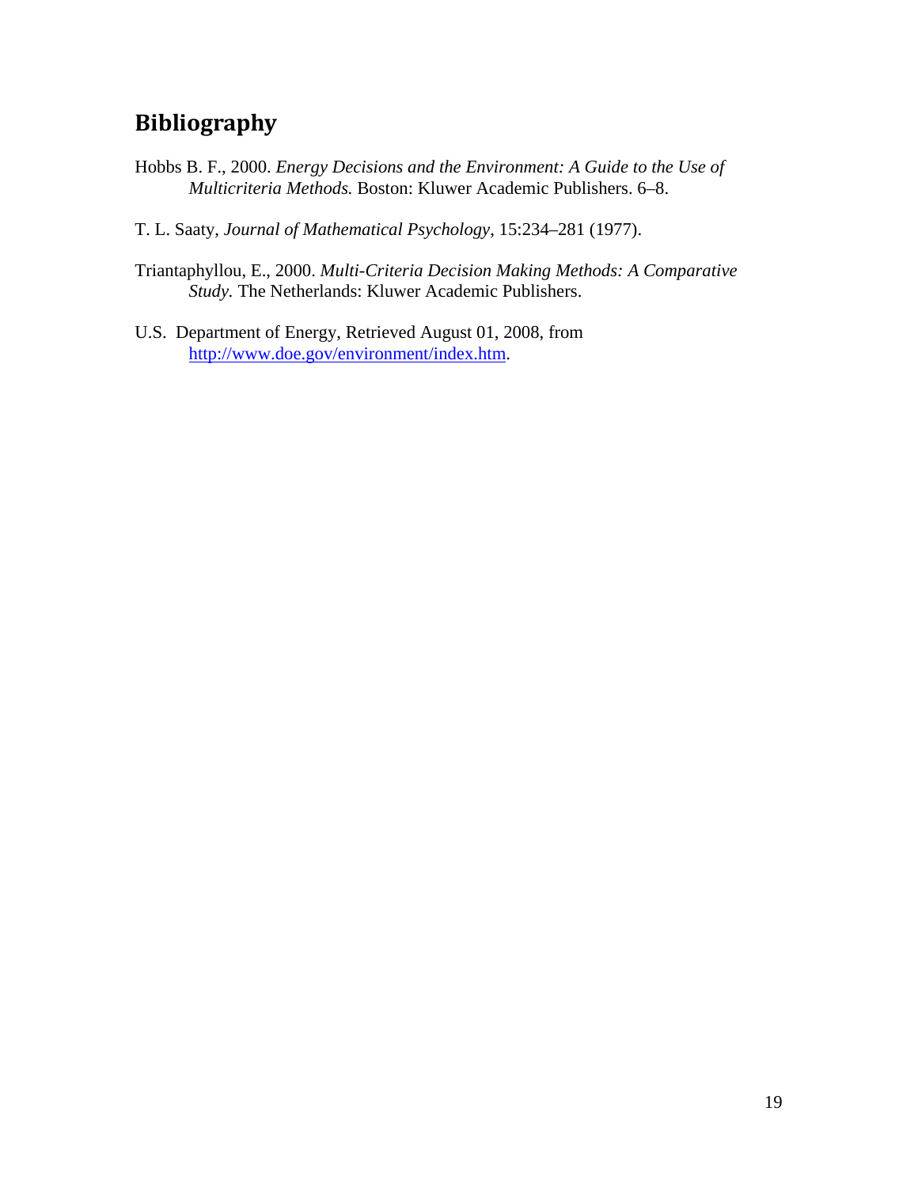## Bibliography

Hobbs B. F., 2000. *Energy Decisions and the Environment: A Guide to the Use of Multicriteria Methods.* Boston: Kluwer Academic Publishers. 6–8.

T. L. Saaty, *Journal of Mathematical Psychology*, 15:234–281 (1977).

Triantaphyllou, E., 2000. *Multi-Criteria Decision Making Methods: A Comparative Study.* The Netherlands: Kluwer Academic Publishers.

U.S. Department of Energy, Retrieved August 01, 2008, from http://www.doe.gov/environment/index.htm.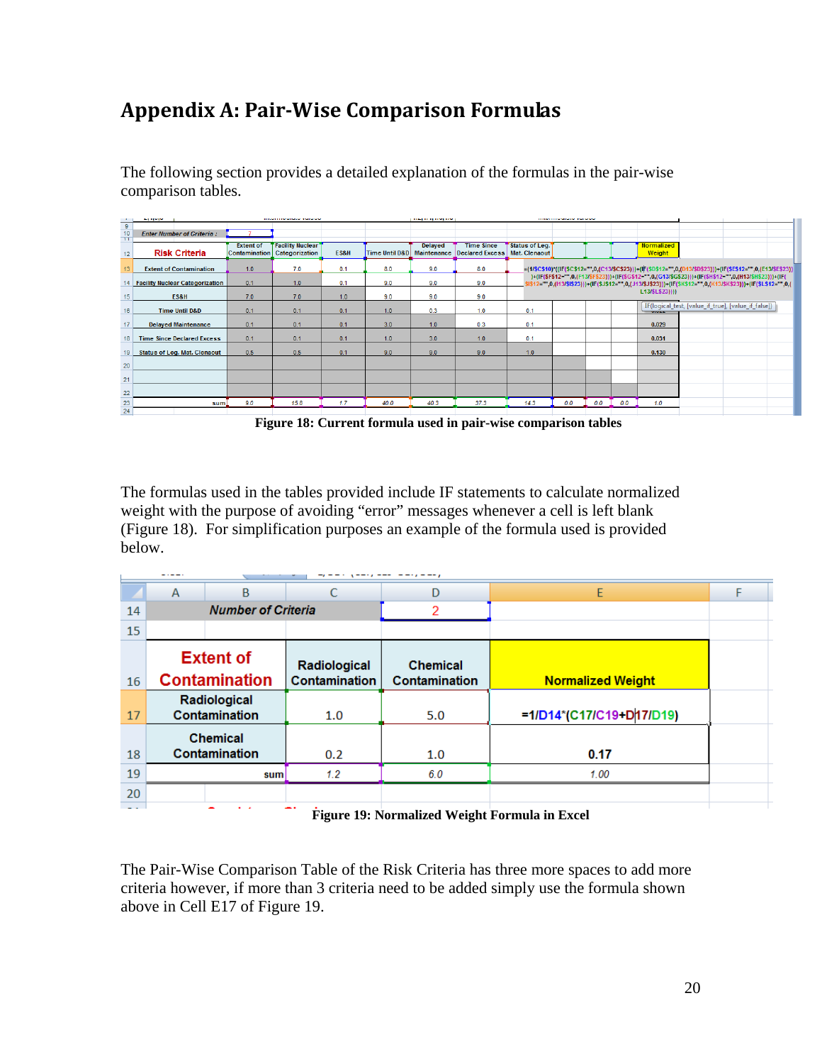# Appendix A: Pair-Wise Comparison Formulas

The following section provides a detailed explanation of the formulas in the pair-wise comparison tables.

**Figure 18: Current formula used in pair-wise comparison tables**

The formulas used in the tables provided include IF statements to calculate normalized weight with the purpose of avoiding "error" messages whenever a cell is left blank (Figure 18). For simplification purposes an example of the formula used is provided below.

**Figure 19: Normalized Weight Formula in Excel**

The Pair-Wise Comparison Table of the Risk Criteria has three more spaces to add more criteria however, if more than 3 criteria need to be added simply use the formula shown above in Cell E17 of Figure 19.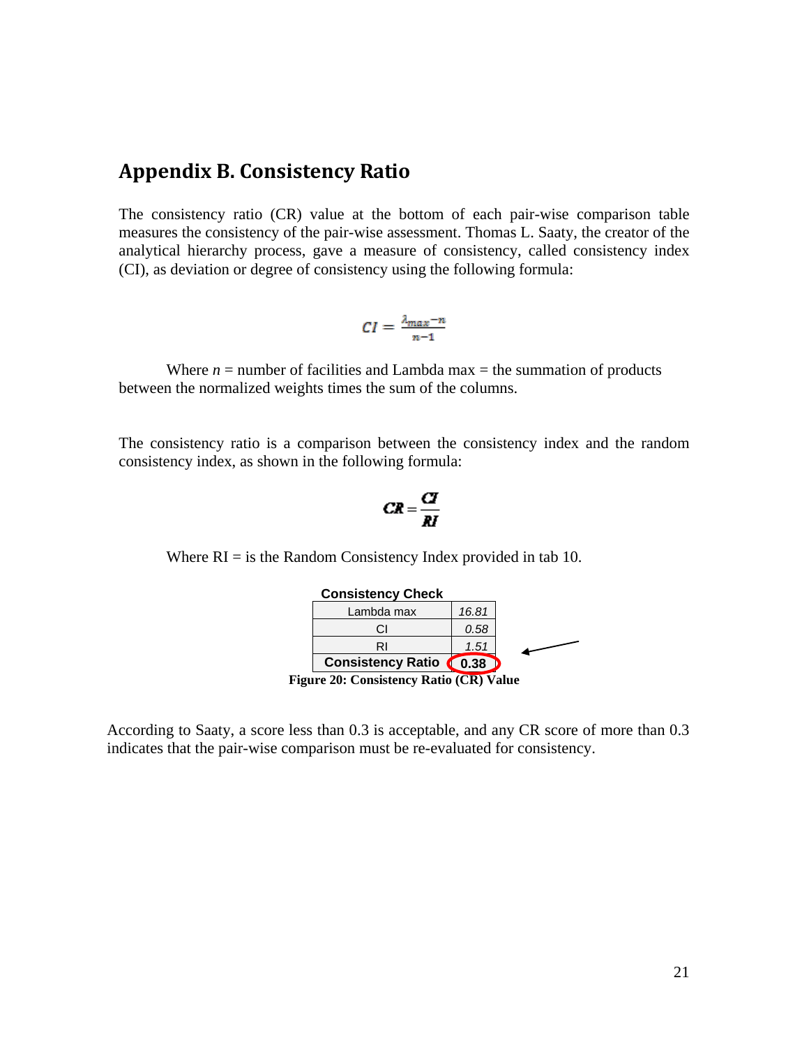## Appendix B. Consistency Ratio

The consistency ratio (CR) value at the bottom of each pair-wise comparison table measures the consistency of the pair-wise assessment. Thomas L. Saaty, the creator of the analytical hierarchy process, gave a measure of consistency, called consistency index (CI), as deviation or degree of consistency using the following formula:

$$CI = \frac{\lambda_{max} - n}{n - 1}$$

Where $n$ = number of facilities and Lambda max = the summation of products between the normalized weights times the sum of the columns.

The consistency ratio is a comparison between the consistency index and the random consistency index, as shown in the following formula:

$$CR = \frac{CI}{RI}$$

Where RI = is the Random Consistency Index provided in tab 10.

**Consistency Check**

| | |
|---|---|
| Lambda max | *16.81* |
| CI | *0.58* |
| RI | *1.51* |
| **Consistency Ratio** | **0.38** |

**Figure 20: Consistency Ratio (CR) Value**

According to Saaty, a score less than 0.3 is acceptable, and any CR score of more than 0.3 indicates that the pair-wise comparison must be re-evaluated for consistency.